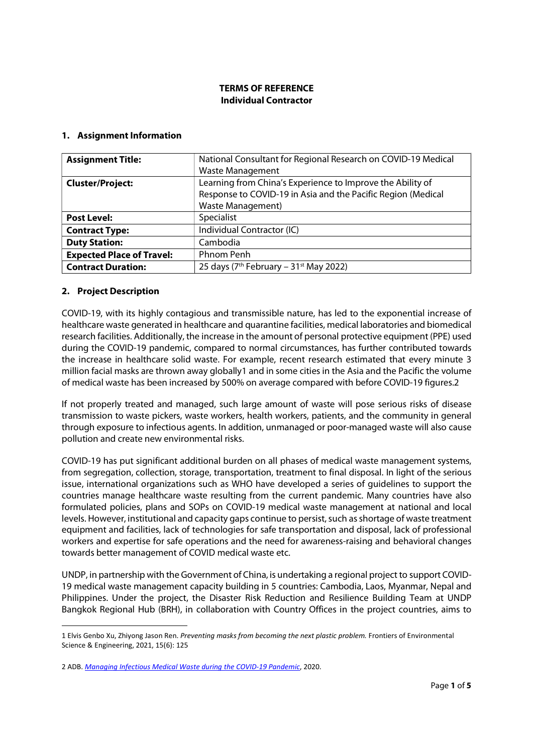**TERMS OF REFERENCE**
**Individual Contractor**

## 1. Assignment Information

| **Assignment Title:** | National Consultant for Regional Research on COVID-19 Medical Waste Management |
|---|---|
| **Cluster/Project:** | Learning from China's Experience to Improve the Ability of Response to COVID-19 in Asia and the Pacific Region (Medical Waste Management) |
| **Post Level:** | Specialist |
| **Contract Type:** | Individual Contractor (IC) |
| **Duty Station:** | Cambodia |
| **Expected Place of Travel:** | Phnom Penh |
| **Contract Duration:** | 25 days (7th February – 31st May 2022) |

## 2. Project Description

COVID-19, with its highly contagious and transmissible nature, has led to the exponential increase of healthcare waste generated in healthcare and quarantine facilities, medical laboratories and biomedical research facilities. Additionally, the increase in the amount of personal protective equipment (PPE) used during the COVID-19 pandemic, compared to normal circumstances, has further contributed towards the increase in healthcare solid waste. For example, recent research estimated that every minute 3 million facial masks are thrown away globally1 and in some cities in the Asia and the Pacific the volume of medical waste has been increased by 500% on average compared with before COVID-19 figures.2

If not properly treated and managed, such large amount of waste will pose serious risks of disease transmission to waste pickers, waste workers, health workers, patients, and the community in general through exposure to infectious agents. In addition, unmanaged or poor-managed waste will also cause pollution and create new environmental risks.

COVID-19 has put significant additional burden on all phases of medical waste management systems, from segregation, collection, storage, transportation, treatment to final disposal. In light of the serious issue, international organizations such as WHO have developed a series of guidelines to support the countries manage healthcare waste resulting from the current pandemic. Many countries have also formulated policies, plans and SOPs on COVID-19 medical waste management at national and local levels. However, institutional and capacity gaps continue to persist, such as shortage of waste treatment equipment and facilities, lack of technologies for safe transportation and disposal, lack of professional workers and expertise for safe operations and the need for awareness-raising and behavioral changes towards better management of COVID medical waste etc.

UNDP, in partnership with the Government of China, is undertaking a regional project to support COVID-19 medical waste management capacity building in 5 countries: Cambodia, Laos, Myanmar, Nepal and Philippines. Under the project, the Disaster Risk Reduction and Resilience Building Team at UNDP Bangkok Regional Hub (BRH), in collaboration with Country Offices in the project countries, aims to

---

1 Elvis Genbo Xu, Zhiyong Jason Ren. *Preventing masks from becoming the next plastic problem.* Frontiers of Environmental Science & Engineering, 2021, 15(6): 125

2 ADB. *Managing Infectious Medical Waste during the COVID-19 Pandemic*, 2020.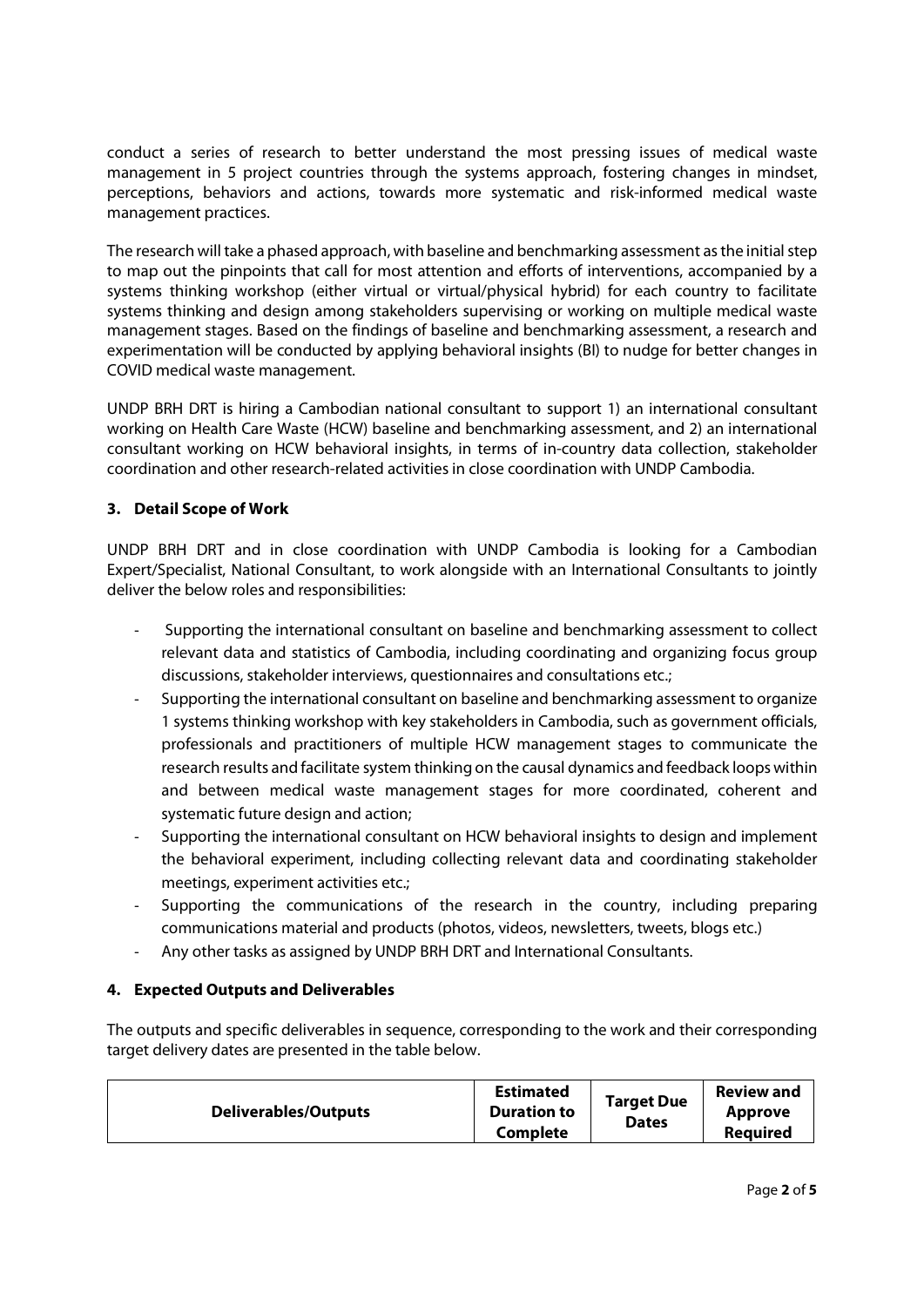conduct a series of research to better understand the most pressing issues of medical waste management in 5 project countries through the systems approach, fostering changes in mindset, perceptions, behaviors and actions, towards more systematic and risk-informed medical waste management practices.

The research will take a phased approach, with baseline and benchmarking assessment as the initial step to map out the pinpoints that call for most attention and efforts of interventions, accompanied by a systems thinking workshop (either virtual or virtual/physical hybrid) for each country to facilitate systems thinking and design among stakeholders supervising or working on multiple medical waste management stages. Based on the findings of baseline and benchmarking assessment, a research and experimentation will be conducted by applying behavioral insights (BI) to nudge for better changes in COVID medical waste management.

UNDP BRH DRT is hiring a Cambodian national consultant to support 1) an international consultant working on Health Care Waste (HCW) baseline and benchmarking assessment, and 2) an international consultant working on HCW behavioral insights, in terms of in-country data collection, stakeholder coordination and other research-related activities in close coordination with UNDP Cambodia.

## 3. Detail Scope of Work

UNDP BRH DRT and in close coordination with UNDP Cambodia is looking for a Cambodian Expert/Specialist, National Consultant, to work alongside with an International Consultants to jointly deliver the below roles and responsibilities:

- Supporting the international consultant on baseline and benchmarking assessment to collect relevant data and statistics of Cambodia, including coordinating and organizing focus group discussions, stakeholder interviews, questionnaires and consultations etc.;
- Supporting the international consultant on baseline and benchmarking assessment to organize 1 systems thinking workshop with key stakeholders in Cambodia, such as government officials, professionals and practitioners of multiple HCW management stages to communicate the research results and facilitate system thinking on the causal dynamics and feedback loops within and between medical waste management stages for more coordinated, coherent and systematic future design and action;
- Supporting the international consultant on HCW behavioral insights to design and implement the behavioral experiment, including collecting relevant data and coordinating stakeholder meetings, experiment activities etc.;
- Supporting the communications of the research in the country, including preparing communications material and products (photos, videos, newsletters, tweets, blogs etc.)
- Any other tasks as assigned by UNDP BRH DRT and International Consultants.

## 4. Expected Outputs and Deliverables

The outputs and specific deliverables in sequence, corresponding to the work and their corresponding target delivery dates are presented in the table below.

| Deliverables/Outputs | Estimated Duration to Complete | Target Due Dates | Review and Approve Required |
| --- | --- | --- | --- |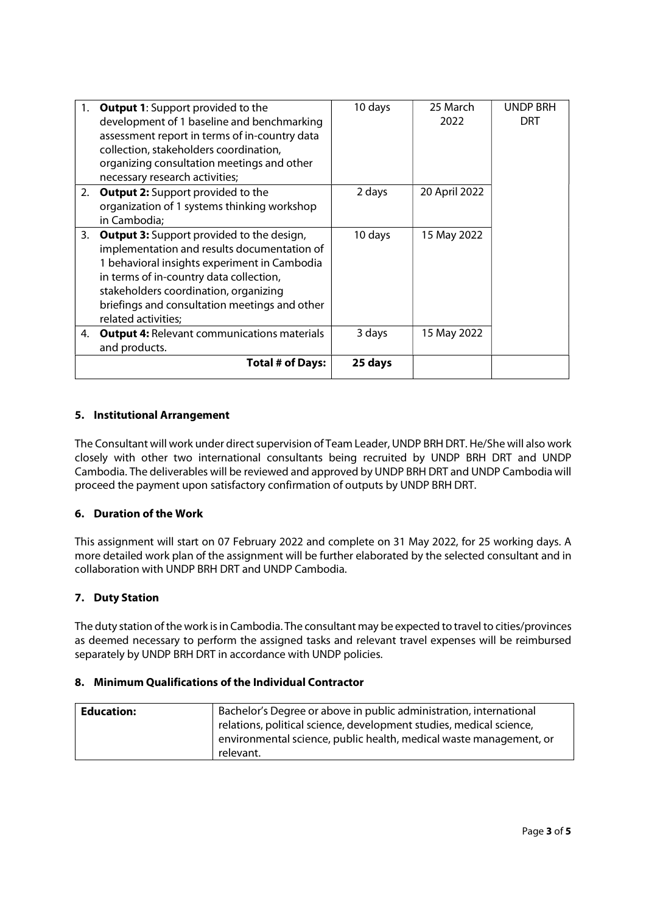| | | | |
|---|---|---|---|
| 1. **Output 1**: Support provided to the development of 1 baseline and benchmarking assessment report in terms of in-country data collection, stakeholders coordination, organizing consultation meetings and other necessary research activities; | 10 days | 25 March 2022 | UNDP BRH DRT |
| 2. **Output 2:** Support provided to the organization of 1 systems thinking workshop in Cambodia; | 2 days | 20 April 2022 | |
| 3. **Output 3:** Support provided to the design, implementation and results documentation of 1 behavioral insights experiment in Cambodia in terms of in-country data collection, stakeholders coordination, organizing briefings and consultation meetings and other related activities; | 10 days | 15 May 2022 | |
| 4. **Output 4:** Relevant communications materials and products. | 3 days | 15 May 2022 | |
| **Total # of Days:** | **25 days** | | |

## 5. Institutional Arrangement

The Consultant will work under direct supervision of Team Leader, UNDP BRH DRT. He/She will also work closely with other two international consultants being recruited by UNDP BRH DRT and UNDP Cambodia. The deliverables will be reviewed and approved by UNDP BRH DRT and UNDP Cambodia will proceed the payment upon satisfactory confirmation of outputs by UNDP BRH DRT.

## 6. Duration of the Work

This assignment will start on 07 February 2022 and complete on 31 May 2022, for 25 working days. A more detailed work plan of the assignment will be further elaborated by the selected consultant and in collaboration with UNDP BRH DRT and UNDP Cambodia.

## 7. Duty Station

The duty station of the work is in Cambodia. The consultant may be expected to travel to cities/provinces as deemed necessary to perform the assigned tasks and relevant travel expenses will be reimbursed separately by UNDP BRH DRT in accordance with UNDP policies.

## 8. Minimum Qualifications of the Individual Contractor

| | |
|---|---|
| **Education:** | Bachelor's Degree or above in public administration, international relations, political science, development studies, medical science, environmental science, public health, medical waste management, or relevant. |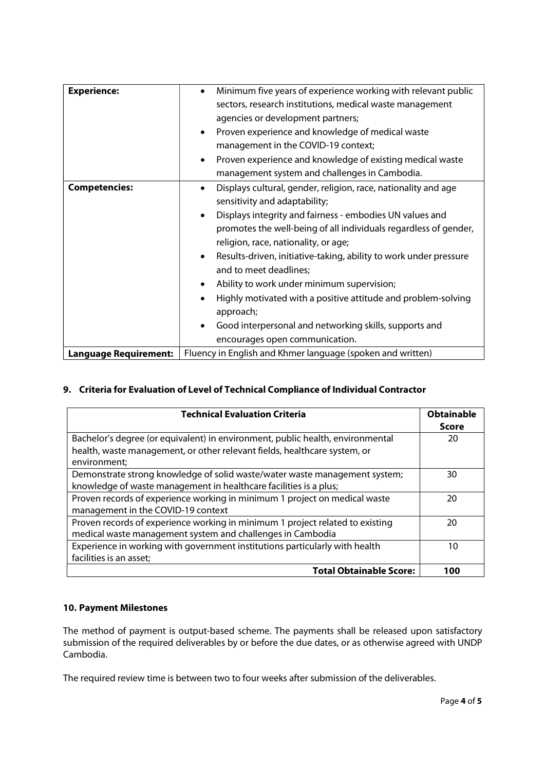| | |
|---|---|
| **Experience:** | • Minimum five years of experience working with relevant public sectors, research institutions, medical waste management agencies or development partners;<br>• Proven experience and knowledge of medical waste management in the COVID-19 context;<br>• Proven experience and knowledge of existing medical waste management system and challenges in Cambodia. |
| **Competencies:** | • Displays cultural, gender, religion, race, nationality and age sensitivity and adaptability;<br>• Displays integrity and fairness - embodies UN values and promotes the well-being of all individuals regardless of gender, religion, race, nationality, or age;<br>• Results-driven, initiative-taking, ability to work under pressure and to meet deadlines;<br>• Ability to work under minimum supervision;<br>• Highly motivated with a positive attitude and problem-solving approach;<br>• Good interpersonal and networking skills, supports and encourages open communication. |
| **Language Requirement:** | Fluency in English and Khmer language (spoken and written) |

## 9. Criteria for Evaluation of Level of Technical Compliance of Individual Contractor

| Technical Evaluation Criteria | Obtainable Score |
|---|---|
| Bachelor's degree (or equivalent) in environment, public health, environmental health, waste management, or other relevant fields, healthcare system, or environment; | 20 |
| Demonstrate strong knowledge of solid waste/water waste management system; knowledge of waste management in healthcare facilities is a plus; | 30 |
| Proven records of experience working in minimum 1 project on medical waste management in the COVID-19 context | 20 |
| Proven records of experience working in minimum 1 project related to existing medical waste management system and challenges in Cambodia | 20 |
| Experience in working with government institutions particularly with health facilities is an asset; | 10 |
| **Total Obtainable Score:** | **100** |

## 10. Payment Milestones

The method of payment is output-based scheme. The payments shall be released upon satisfactory submission of the required deliverables by or before the due dates, or as otherwise agreed with UNDP Cambodia.

The required review time is between two to four weeks after submission of the deliverables.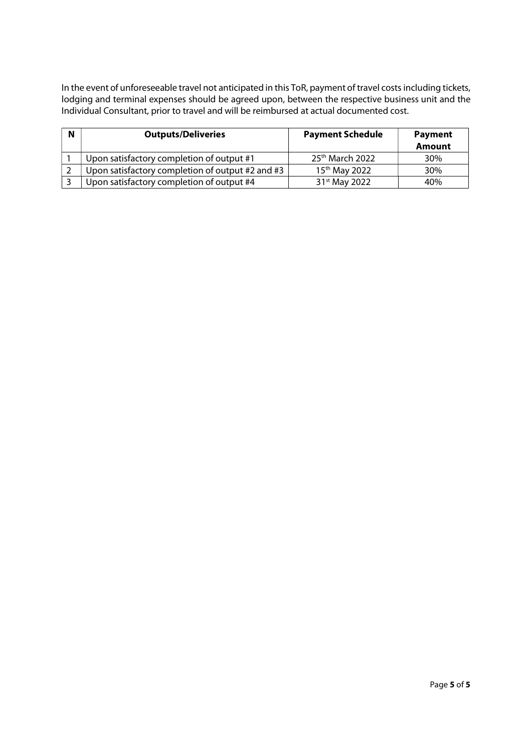In the event of unforeseeable travel not anticipated in this ToR, payment of travel costs including tickets, lodging and terminal expenses should be agreed upon, between the respective business unit and the Individual Consultant, prior to travel and will be reimbursed at actual documented cost.

| N | Outputs/Deliveries | Payment Schedule | Payment Amount |
|---|---|---|---|
| 1 | Upon satisfactory completion of output #1 | 25th March 2022 | 30% |
| 2 | Upon satisfactory completion of output #2 and #3 | 15th May 2022 | 30% |
| 3 | Upon satisfactory completion of output #4 | 31st May 2022 | 40% |